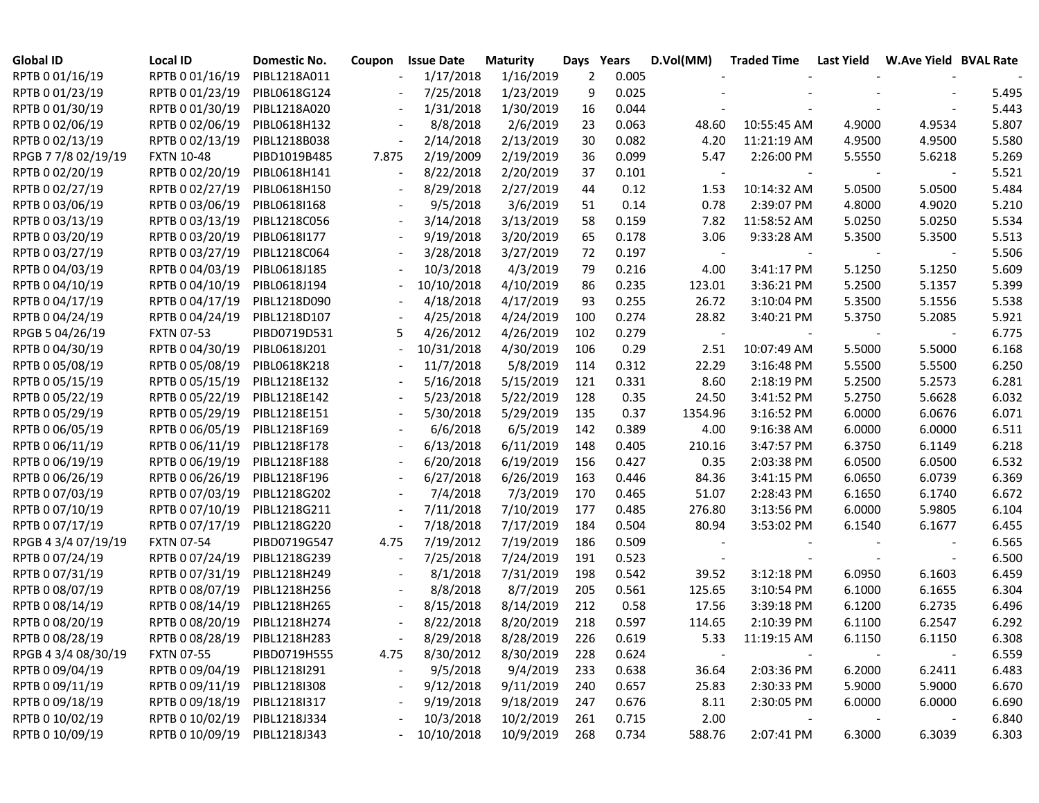| Global ID | Local ID | Domestic No. | Coupon | Issue Date | Maturity | Days | Years | D.Vol(MM) | Traded Time | Last Yield | W.Ave Yield | BVAL Rate |
|---|---|---|---|---|---|---|---|---|---|---|---|---|
| RPTB 0 01/16/19 | RPTB 0 01/16/19 | PIBL1218A011 | - | 1/17/2018 | 1/16/2019 | 2 | 0.005 | - | - | - | - | - |
| RPTB 0 01/23/19 | RPTB 0 01/23/19 | PIBL0618G124 | - | 7/25/2018 | 1/23/2019 | 9 | 0.025 | - | - | - | - | 5.495 |
| RPTB 0 01/30/19 | RPTB 0 01/30/19 | PIBL1218A020 | - | 1/31/2018 | 1/30/2019 | 16 | 0.044 | - | - | - | - | 5.443 |
| RPTB 0 02/06/19 | RPTB 0 02/06/19 | PIBL0618H132 | - | 8/8/2018 | 2/6/2019 | 23 | 0.063 | 48.60 | 10:55:45 AM | 4.9000 | 4.9534 | 5.807 |
| RPTB 0 02/13/19 | RPTB 0 02/13/19 | PIBL1218B038 | - | 2/14/2018 | 2/13/2019 | 30 | 0.082 | 4.20 | 11:21:19 AM | 4.9500 | 4.9500 | 5.580 |
| RPGB 7 7/8 02/19/19 | FXTN 10-48 | PIBD1019B485 | 7.875 | 2/19/2009 | 2/19/2019 | 36 | 0.099 | 5.47 | 2:26:00 PM | 5.5550 | 5.6218 | 5.269 |
| RPTB 0 02/20/19 | RPTB 0 02/20/19 | PIBL0618H141 | - | 8/22/2018 | 2/20/2019 | 37 | 0.101 | - | - | - | - | 5.521 |
| RPTB 0 02/27/19 | RPTB 0 02/27/19 | PIBL0618H150 | - | 8/29/2018 | 2/27/2019 | 44 | 0.12 | 1.53 | 10:14:32 AM | 5.0500 | 5.0500 | 5.484 |
| RPTB 0 03/06/19 | RPTB 0 03/06/19 | PIBL0618I168 | - | 9/5/2018 | 3/6/2019 | 51 | 0.14 | 0.78 | 2:39:07 PM | 4.8000 | 4.9020 | 5.210 |
| RPTB 0 03/13/19 | RPTB 0 03/13/19 | PIBL1218C056 | - | 3/14/2018 | 3/13/2019 | 58 | 0.159 | 7.82 | 11:58:52 AM | 5.0250 | 5.0250 | 5.534 |
| RPTB 0 03/20/19 | RPTB 0 03/20/19 | PIBL0618I177 | - | 9/19/2018 | 3/20/2019 | 65 | 0.178 | 3.06 | 9:33:28 AM | 5.3500 | 5.3500 | 5.513 |
| RPTB 0 03/27/19 | RPTB 0 03/27/19 | PIBL1218C064 | - | 3/28/2018 | 3/27/2019 | 72 | 0.197 | - | - | - | - | 5.506 |
| RPTB 0 04/03/19 | RPTB 0 04/03/19 | PIBL0618J185 | - | 10/3/2018 | 4/3/2019 | 79 | 0.216 | 4.00 | 3:41:17 PM | 5.1250 | 5.1250 | 5.609 |
| RPTB 0 04/10/19 | RPTB 0 04/10/19 | PIBL0618J194 | - | 10/10/2018 | 4/10/2019 | 86 | 0.235 | 123.01 | 3:36:21 PM | 5.2500 | 5.1357 | 5.399 |
| RPTB 0 04/17/19 | RPTB 0 04/17/19 | PIBL1218D090 | - | 4/18/2018 | 4/17/2019 | 93 | 0.255 | 26.72 | 3:10:04 PM | 5.3500 | 5.1556 | 5.538 |
| RPTB 0 04/24/19 | RPTB 0 04/24/19 | PIBL1218D107 | - | 4/25/2018 | 4/24/2019 | 100 | 0.274 | 28.82 | 3:40:21 PM | 5.3750 | 5.2085 | 5.921 |
| RPGB 5 04/26/19 | FXTN 07-53 | PIBD0719D531 | 5 | 4/26/2012 | 4/26/2019 | 102 | 0.279 | - | - | - | - | 6.775 |
| RPTB 0 04/30/19 | RPTB 0 04/30/19 | PIBL0618J201 | - | 10/31/2018 | 4/30/2019 | 106 | 0.29 | 2.51 | 10:07:49 AM | 5.5000 | 5.5000 | 6.168 |
| RPTB 0 05/08/19 | RPTB 0 05/08/19 | PIBL0618K218 | - | 11/7/2018 | 5/8/2019 | 114 | 0.312 | 22.29 | 3:16:48 PM | 5.5500 | 5.5500 | 6.250 |
| RPTB 0 05/15/19 | RPTB 0 05/15/19 | PIBL1218E132 | - | 5/16/2018 | 5/15/2019 | 121 | 0.331 | 8.60 | 2:18:19 PM | 5.2500 | 5.2573 | 6.281 |
| RPTB 0 05/22/19 | RPTB 0 05/22/19 | PIBL1218E142 | - | 5/23/2018 | 5/22/2019 | 128 | 0.35 | 24.50 | 3:41:52 PM | 5.2750 | 5.6628 | 6.032 |
| RPTB 0 05/29/19 | RPTB 0 05/29/19 | PIBL1218E151 | - | 5/30/2018 | 5/29/2019 | 135 | 0.37 | 1354.96 | 3:16:52 PM | 6.0000 | 6.0676 | 6.071 |
| RPTB 0 06/05/19 | RPTB 0 06/05/19 | PIBL1218F169 | - | 6/6/2018 | 6/5/2019 | 142 | 0.389 | 4.00 | 9:16:38 AM | 6.0000 | 6.0000 | 6.511 |
| RPTB 0 06/11/19 | RPTB 0 06/11/19 | PIBL1218F178 | - | 6/13/2018 | 6/11/2019 | 148 | 0.405 | 210.16 | 3:47:57 PM | 6.3750 | 6.1149 | 6.218 |
| RPTB 0 06/19/19 | RPTB 0 06/19/19 | PIBL1218F188 | - | 6/20/2018 | 6/19/2019 | 156 | 0.427 | 0.35 | 2:03:38 PM | 6.0500 | 6.0500 | 6.532 |
| RPTB 0 06/26/19 | RPTB 0 06/26/19 | PIBL1218F196 | - | 6/27/2018 | 6/26/2019 | 163 | 0.446 | 84.36 | 3:41:15 PM | 6.0650 | 6.0739 | 6.369 |
| RPTB 0 07/03/19 | RPTB 0 07/03/19 | PIBL1218G202 | - | 7/4/2018 | 7/3/2019 | 170 | 0.465 | 51.07 | 2:28:43 PM | 6.1650 | 6.1740 | 6.672 |
| RPTB 0 07/10/19 | RPTB 0 07/10/19 | PIBL1218G211 | - | 7/11/2018 | 7/10/2019 | 177 | 0.485 | 276.80 | 3:13:56 PM | 6.0000 | 5.9805 | 6.104 |
| RPTB 0 07/17/19 | RPTB 0 07/17/19 | PIBL1218G220 | - | 7/18/2018 | 7/17/2019 | 184 | 0.504 | 80.94 | 3:53:02 PM | 6.1540 | 6.1677 | 6.455 |
| RPGB 4 3/4 07/19/19 | FXTN 07-54 | PIBD0719G547 | 4.75 | 7/19/2012 | 7/19/2019 | 186 | 0.509 | - | - | - | - | 6.565 |
| RPTB 0 07/24/19 | RPTB 0 07/24/19 | PIBL1218G239 | - | 7/25/2018 | 7/24/2019 | 191 | 0.523 | - | - | - | - | 6.500 |
| RPTB 0 07/31/19 | RPTB 0 07/31/19 | PIBL1218H249 | - | 8/1/2018 | 7/31/2019 | 198 | 0.542 | 39.52 | 3:12:18 PM | 6.0950 | 6.1603 | 6.459 |
| RPTB 0 08/07/19 | RPTB 0 08/07/19 | PIBL1218H256 | - | 8/8/2018 | 8/7/2019 | 205 | 0.561 | 125.65 | 3:10:54 PM | 6.1000 | 6.1655 | 6.304 |
| RPTB 0 08/14/19 | RPTB 0 08/14/19 | PIBL1218H265 | - | 8/15/2018 | 8/14/2019 | 212 | 0.58 | 17.56 | 3:39:18 PM | 6.1200 | 6.2735 | 6.496 |
| RPTB 0 08/20/19 | RPTB 0 08/20/19 | PIBL1218H274 | - | 8/22/2018 | 8/20/2019 | 218 | 0.597 | 114.65 | 2:10:39 PM | 6.1100 | 6.2547 | 6.292 |
| RPTB 0 08/28/19 | RPTB 0 08/28/19 | PIBL1218H283 | - | 8/29/2018 | 8/28/2019 | 226 | 0.619 | 5.33 | 11:19:15 AM | 6.1150 | 6.1150 | 6.308 |
| RPGB 4 3/4 08/30/19 | FXTN 07-55 | PIBD0719H555 | 4.75 | 8/30/2012 | 8/30/2019 | 228 | 0.624 | - | - | - | - | 6.559 |
| RPTB 0 09/04/19 | RPTB 0 09/04/19 | PIBL1218I291 | - | 9/5/2018 | 9/4/2019 | 233 | 0.638 | 36.64 | 2:03:36 PM | 6.2000 | 6.2411 | 6.483 |
| RPTB 0 09/11/19 | RPTB 0 09/11/19 | PIBL1218I308 | - | 9/12/2018 | 9/11/2019 | 240 | 0.657 | 25.83 | 2:30:33 PM | 5.9000 | 5.9000 | 6.670 |
| RPTB 0 09/18/19 | RPTB 0 09/18/19 | PIBL1218I317 | - | 9/19/2018 | 9/18/2019 | 247 | 0.676 | 8.11 | 2:30:05 PM | 6.0000 | 6.0000 | 6.690 |
| RPTB 0 10/02/19 | RPTB 0 10/02/19 | PIBL1218J334 | - | 10/3/2018 | 10/2/2019 | 261 | 0.715 | 2.00 | - | - | - | 6.840 |
| RPTB 0 10/09/19 | RPTB 0 10/09/19 | PIBL1218J343 | - | 10/10/2018 | 10/9/2019 | 268 | 0.734 | 588.76 | 2:07:41 PM | 6.3000 | 6.3039 | 6.303 |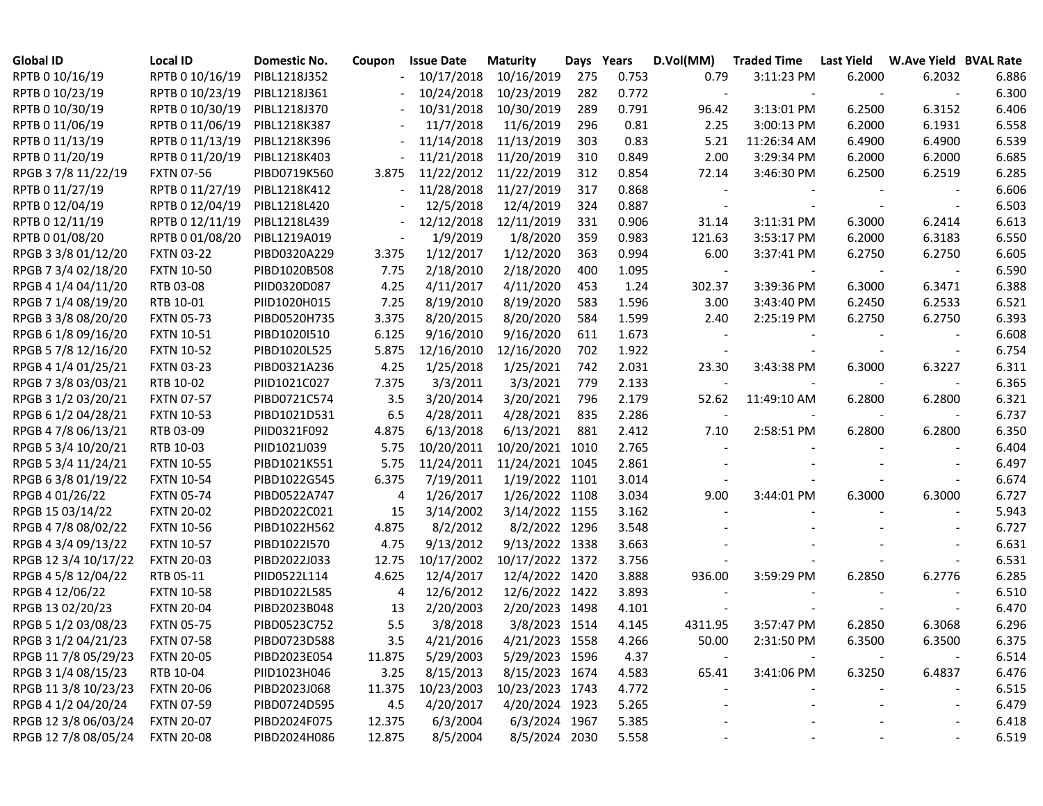| Global ID | Local ID | Domestic No. | Coupon | Issue Date | Maturity | Days | Years | D.Vol(MM) | Traded Time | Last Yield | W.Ave Yield | BVAL Rate |
|---|---|---|---|---|---|---|---|---|---|---|---|---|
| RPTB 0 10/16/19 | RPTB 0 10/16/19 | PIBL1218J352 | - | 10/17/2018 | 10/16/2019 | 275 | 0.753 | 0.79 | 3:11:23 PM | 6.2000 | 6.2032 | 6.886 |
| RPTB 0 10/23/19 | RPTB 0 10/23/19 | PIBL1218J361 | - | 10/24/2018 | 10/23/2019 | 282 | 0.772 | - | - | - | - | 6.300 |
| RPTB 0 10/30/19 | RPTB 0 10/30/19 | PIBL1218J370 | - | 10/31/2018 | 10/30/2019 | 289 | 0.791 | 96.42 | 3:13:01 PM | 6.2500 | 6.3152 | 6.406 |
| RPTB 0 11/06/19 | RPTB 0 11/06/19 | PIBL1218K387 | - | 11/7/2018 | 11/6/2019 | 296 | 0.81 | 2.25 | 3:00:13 PM | 6.2000 | 6.1931 | 6.558 |
| RPTB 0 11/13/19 | RPTB 0 11/13/19 | PIBL1218K396 | - | 11/14/2018 | 11/13/2019 | 303 | 0.83 | 5.21 | 11:26:34 AM | 6.4900 | 6.4900 | 6.539 |
| RPTB 0 11/20/19 | RPTB 0 11/20/19 | PIBL1218K403 | - | 11/21/2018 | 11/20/2019 | 310 | 0.849 | 2.00 | 3:29:34 PM | 6.2000 | 6.2000 | 6.685 |
| RPGB 3 7/8 11/22/19 | FXTN 07-56 | PIBD0719K560 | 3.875 | 11/22/2012 | 11/22/2019 | 312 | 0.854 | 72.14 | 3:46:30 PM | 6.2500 | 6.2519 | 6.285 |
| RPTB 0 11/27/19 | RPTB 0 11/27/19 | PIBL1218K412 | - | 11/28/2018 | 11/27/2019 | 317 | 0.868 | - | - | - | - | 6.606 |
| RPTB 0 12/04/19 | RPTB 0 12/04/19 | PIBL1218L420 | - | 12/5/2018 | 12/4/2019 | 324 | 0.887 | - | - | - | - | 6.503 |
| RPTB 0 12/11/19 | RPTB 0 12/11/19 | PIBL1218L439 | - | 12/12/2018 | 12/11/2019 | 331 | 0.906 | 31.14 | 3:11:31 PM | 6.3000 | 6.2414 | 6.613 |
| RPTB 0 01/08/20 | RPTB 0 01/08/20 | PIBL1219A019 | - | 1/9/2019 | 1/8/2020 | 359 | 0.983 | 121.63 | 3:53:17 PM | 6.2000 | 6.3183 | 6.550 |
| RPGB 3 3/8 01/12/20 | FXTN 03-22 | PIBD0320A229 | 3.375 | 1/12/2017 | 1/12/2020 | 363 | 0.994 | 6.00 | 3:37:41 PM | 6.2750 | 6.2750 | 6.605 |
| RPGB 7 3/4 02/18/20 | FXTN 10-50 | PIBD1020B508 | 7.75 | 2/18/2010 | 2/18/2020 | 400 | 1.095 | - | - | - | - | 6.590 |
| RPGB 4 1/4 04/11/20 | RTB 03-08 | PIID0320D087 | 4.25 | 4/11/2017 | 4/11/2020 | 453 | 1.24 | 302.37 | 3:39:36 PM | 6.3000 | 6.3471 | 6.388 |
| RPGB 7 1/4 08/19/20 | RTB 10-01 | PIID1020H015 | 7.25 | 8/19/2010 | 8/19/2020 | 583 | 1.596 | 3.00 | 3:43:40 PM | 6.2450 | 6.2533 | 6.521 |
| RPGB 3 3/8 08/20/20 | FXTN 05-73 | PIBD0520H735 | 3.375 | 8/20/2015 | 8/20/2020 | 584 | 1.599 | 2.40 | 2:25:19 PM | 6.2750 | 6.2750 | 6.393 |
| RPGB 6 1/8 09/16/20 | FXTN 10-51 | PIBD1020I510 | 6.125 | 9/16/2010 | 9/16/2020 | 611 | 1.673 | - | - | - | - | 6.608 |
| RPGB 5 7/8 12/16/20 | FXTN 10-52 | PIBD1020L525 | 5.875 | 12/16/2010 | 12/16/2020 | 702 | 1.922 | - | - | - | - | 6.754 |
| RPGB 4 1/4 01/25/21 | FXTN 03-23 | PIBD0321A236 | 4.25 | 1/25/2018 | 1/25/2021 | 742 | 2.031 | 23.30 | 3:43:38 PM | 6.3000 | 6.3227 | 6.311 |
| RPGB 7 3/8 03/03/21 | RTB 10-02 | PIID1021C027 | 7.375 | 3/3/2011 | 3/3/2021 | 779 | 2.133 | - | - | - | - | 6.365 |
| RPGB 3 1/2 03/20/21 | FXTN 07-57 | PIBD0721C574 | 3.5 | 3/20/2014 | 3/20/2021 | 796 | 2.179 | 52.62 | 11:49:10 AM | 6.2800 | 6.2800 | 6.321 |
| RPGB 6 1/2 04/28/21 | FXTN 10-53 | PIBD1021D531 | 6.5 | 4/28/2011 | 4/28/2021 | 835 | 2.286 | - | - | - | - | 6.737 |
| RPGB 4 7/8 06/13/21 | RTB 03-09 | PIID0321F092 | 4.875 | 6/13/2018 | 6/13/2021 | 881 | 2.412 | 7.10 | 2:58:51 PM | 6.2800 | 6.2800 | 6.350 |
| RPGB 5 3/4 10/20/21 | RTB 10-03 | PIID1021J039 | 5.75 | 10/20/2011 | 10/20/2021 | 1010 | 2.765 | - | - | - | - | 6.404 |
| RPGB 5 3/4 11/24/21 | FXTN 10-55 | PIBD1021K551 | 5.75 | 11/24/2011 | 11/24/2021 | 1045 | 2.861 | - | - | - | - | 6.497 |
| RPGB 6 3/8 01/19/22 | FXTN 10-54 | PIBD1022G545 | 6.375 | 7/19/2011 | 1/19/2022 | 1101 | 3.014 | - | - | - | - | 6.674 |
| RPGB 4 01/26/22 | FXTN 05-74 | PIBD0522A747 | 4 | 1/26/2017 | 1/26/2022 | 1108 | 3.034 | 9.00 | 3:44:01 PM | 6.3000 | 6.3000 | 6.727 |
| RPGB 15 03/14/22 | FXTN 20-02 | PIBD2022C021 | 15 | 3/14/2002 | 3/14/2022 | 1155 | 3.162 | - | - | - | - | 5.943 |
| RPGB 4 7/8 08/02/22 | FXTN 10-56 | PIBD1022H562 | 4.875 | 8/2/2012 | 8/2/2022 | 1296 | 3.548 | - | - | - | - | 6.727 |
| RPGB 4 3/4 09/13/22 | FXTN 10-57 | PIBD1022I570 | 4.75 | 9/13/2012 | 9/13/2022 | 1338 | 3.663 | - | - | - | - | 6.631 |
| RPGB 12 3/4 10/17/22 | FXTN 20-03 | PIBD2022J033 | 12.75 | 10/17/2002 | 10/17/2022 | 1372 | 3.756 | - | - | - | - | 6.531 |
| RPGB 4 5/8 12/04/22 | RTB 05-11 | PIID0522L114 | 4.625 | 12/4/2017 | 12/4/2022 | 1420 | 3.888 | 936.00 | 3:59:29 PM | 6.2850 | 6.2776 | 6.285 |
| RPGB 4 12/06/22 | FXTN 10-58 | PIBD1022L585 | 4 | 12/6/2012 | 12/6/2022 | 1422 | 3.893 | - | - | - | - | 6.510 |
| RPGB 13 02/20/23 | FXTN 20-04 | PIBD2023B048 | 13 | 2/20/2003 | 2/20/2023 | 1498 | 4.101 | - | - | - | - | 6.470 |
| RPGB 5 1/2 03/08/23 | FXTN 05-75 | PIBD0523C752 | 5.5 | 3/8/2018 | 3/8/2023 | 1514 | 4.145 | 4311.95 | 3:57:47 PM | 6.2850 | 6.3068 | 6.296 |
| RPGB 3 1/2 04/21/23 | FXTN 07-58 | PIBD0723D588 | 3.5 | 4/21/2016 | 4/21/2023 | 1558 | 4.266 | 50.00 | 2:31:50 PM | 6.3500 | 6.3500 | 6.375 |
| RPGB 11 7/8 05/29/23 | FXTN 20-05 | PIBD2023E054 | 11.875 | 5/29/2003 | 5/29/2023 | 1596 | 4.37 | - | - | - | - | 6.514 |
| RPGB 3 1/4 08/15/23 | RTB 10-04 | PIID1023H046 | 3.25 | 8/15/2013 | 8/15/2023 | 1674 | 4.583 | 65.41 | 3:41:06 PM | 6.3250 | 6.4837 | 6.476 |
| RPGB 11 3/8 10/23/23 | FXTN 20-06 | PIBD2023J068 | 11.375 | 10/23/2003 | 10/23/2023 | 1743 | 4.772 | - | - | - | - | 6.515 |
| RPGB 4 1/2 04/20/24 | FXTN 07-59 | PIBD0724D595 | 4.5 | 4/20/2017 | 4/20/2024 | 1923 | 5.265 | - | - | - | - | 6.479 |
| RPGB 12 3/8 06/03/24 | FXTN 20-07 | PIBD2024F075 | 12.375 | 6/3/2004 | 6/3/2024 | 1967 | 5.385 | - | - | - | - | 6.418 |
| RPGB 12 7/8 08/05/24 | FXTN 20-08 | PIBD2024H086 | 12.875 | 8/5/2004 | 8/5/2024 | 2030 | 5.558 | - | - | - | - | 6.519 |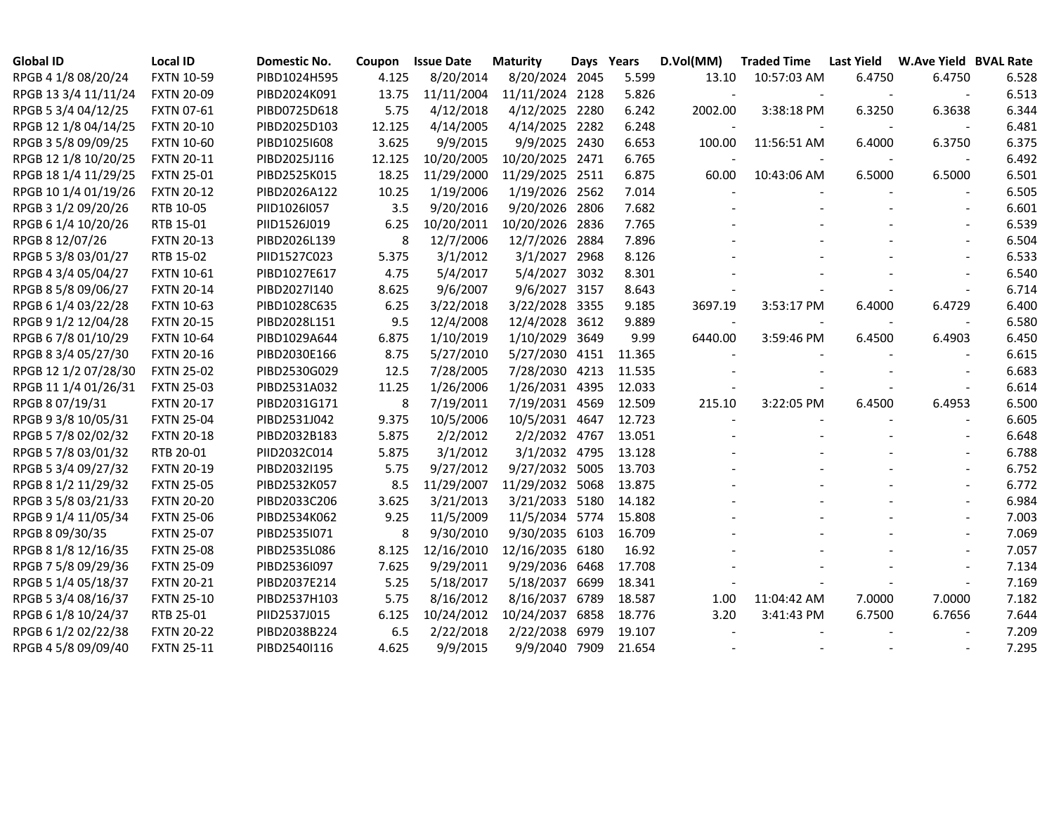| Global ID | Local ID | Domestic No. | Coupon | Issue Date | Maturity | Days | Years | D.Vol(MM) | Traded Time | Last Yield | W.Ave Yield | BVAL Rate |
|---|---|---|---|---|---|---|---|---|---|---|---|---|
| RPGB 4 1/8 08/20/24 | FXTN 10-59 | PIBD1024H595 | 4.125 | 8/20/2014 | 8/20/2024 | 2045 | 5.599 | 13.10 | 10:57:03 AM | 6.4750 | 6.4750 | 6.528 |
| RPGB 13 3/4 11/11/24 | FXTN 20-09 | PIBD2024K091 | 13.75 | 11/11/2004 | 11/11/2024 | 2128 | 5.826 | - | - | - | - | 6.513 |
| RPGB 5 3/4 04/12/25 | FXTN 07-61 | PIBD0725D618 | 5.75 | 4/12/2018 | 4/12/2025 | 2280 | 6.242 | 2002.00 | 3:38:18 PM | 6.3250 | 6.3638 | 6.344 |
| RPGB 12 1/8 04/14/25 | FXTN 20-10 | PIBD2025D103 | 12.125 | 4/14/2005 | 4/14/2025 | 2282 | 6.248 | - | - | - | - | 6.481 |
| RPGB 3 5/8 09/09/25 | FXTN 10-60 | PIBD1025I608 | 3.625 | 9/9/2015 | 9/9/2025 | 2430 | 6.653 | 100.00 | 11:56:51 AM | 6.4000 | 6.3750 | 6.375 |
| RPGB 12 1/8 10/20/25 | FXTN 20-11 | PIBD2025J116 | 12.125 | 10/20/2005 | 10/20/2025 | 2471 | 6.765 | - | - | - | - | 6.492 |
| RPGB 18 1/4 11/29/25 | FXTN 25-01 | PIBD2525K015 | 18.25 | 11/29/2000 | 11/29/2025 | 2511 | 6.875 | 60.00 | 10:43:06 AM | 6.5000 | 6.5000 | 6.501 |
| RPGB 10 1/4 01/19/26 | FXTN 20-12 | PIBD2026A122 | 10.25 | 1/19/2006 | 1/19/2026 | 2562 | 7.014 | - | - | - | - | 6.505 |
| RPGB 3 1/2 09/20/26 | RTB 10-05 | PIID1026I057 | 3.5 | 9/20/2016 | 9/20/2026 | 2806 | 7.682 | - | - | - | - | 6.601 |
| RPGB 6 1/4 10/20/26 | RTB 15-01 | PIID1526J019 | 6.25 | 10/20/2011 | 10/20/2026 | 2836 | 7.765 | - | - | - | - | 6.539 |
| RPGB 8 12/07/26 | FXTN 20-13 | PIBD2026L139 | 8 | 12/7/2006 | 12/7/2026 | 2884 | 7.896 | - | - | - | - | 6.504 |
| RPGB 5 3/8 03/01/27 | RTB 15-02 | PIID1527C023 | 5.375 | 3/1/2012 | 3/1/2027 | 2968 | 8.126 | - | - | - | - | 6.533 |
| RPGB 4 3/4 05/04/27 | FXTN 10-61 | PIBD1027E617 | 4.75 | 5/4/2017 | 5/4/2027 | 3032 | 8.301 | - | - | - | - | 6.540 |
| RPGB 8 5/8 09/06/27 | FXTN 20-14 | PIBD2027I140 | 8.625 | 9/6/2007 | 9/6/2027 | 3157 | 8.643 | - | - | - | - | 6.714 |
| RPGB 6 1/4 03/22/28 | FXTN 10-63 | PIBD1028C635 | 6.25 | 3/22/2018 | 3/22/2028 | 3355 | 9.185 | 3697.19 | 3:53:17 PM | 6.4000 | 6.4729 | 6.400 |
| RPGB 9 1/2 12/04/28 | FXTN 20-15 | PIBD2028L151 | 9.5 | 12/4/2008 | 12/4/2028 | 3612 | 9.889 | - | - | - | - | 6.580 |
| RPGB 6 7/8 01/10/29 | FXTN 10-64 | PIBD1029A644 | 6.875 | 1/10/2019 | 1/10/2029 | 3649 | 9.99 | 6440.00 | 3:59:46 PM | 6.4500 | 6.4903 | 6.450 |
| RPGB 8 3/4 05/27/30 | FXTN 20-16 | PIBD2030E166 | 8.75 | 5/27/2010 | 5/27/2030 | 4151 | 11.365 | - | - | - | - | 6.615 |
| RPGB 12 1/2 07/28/30 | FXTN 25-02 | PIBD2530G029 | 12.5 | 7/28/2005 | 7/28/2030 | 4213 | 11.535 | - | - | - | - | 6.683 |
| RPGB 11 1/4 01/26/31 | FXTN 25-03 | PIBD2531A032 | 11.25 | 1/26/2006 | 1/26/2031 | 4395 | 12.033 | - | - | - | - | 6.614 |
| RPGB 8 07/19/31 | FXTN 20-17 | PIBD2031G171 | 8 | 7/19/2011 | 7/19/2031 | 4569 | 12.509 | 215.10 | 3:22:05 PM | 6.4500 | 6.4953 | 6.500 |
| RPGB 9 3/8 10/05/31 | FXTN 25-04 | PIBD2531J042 | 9.375 | 10/5/2006 | 10/5/2031 | 4647 | 12.723 | - | - | - | - | 6.605 |
| RPGB 5 7/8 02/02/32 | FXTN 20-18 | PIBD2032B183 | 5.875 | 2/2/2012 | 2/2/2032 | 4767 | 13.051 | - | - | - | - | 6.648 |
| RPGB 5 7/8 03/01/32 | RTB 20-01 | PIID2032C014 | 5.875 | 3/1/2012 | 3/1/2032 | 4795 | 13.128 | - | - | - | - | 6.788 |
| RPGB 5 3/4 09/27/32 | FXTN 20-19 | PIBD2032I195 | 5.75 | 9/27/2012 | 9/27/2032 | 5005 | 13.703 | - | - | - | - | 6.752 |
| RPGB 8 1/2 11/29/32 | FXTN 25-05 | PIBD2532K057 | 8.5 | 11/29/2007 | 11/29/2032 | 5068 | 13.875 | - | - | - | - | 6.772 |
| RPGB 3 5/8 03/21/33 | FXTN 20-20 | PIBD2033C206 | 3.625 | 3/21/2013 | 3/21/2033 | 5180 | 14.182 | - | - | - | - | 6.984 |
| RPGB 9 1/4 11/05/34 | FXTN 25-06 | PIBD2534K062 | 9.25 | 11/5/2009 | 11/5/2034 | 5774 | 15.808 | - | - | - | - | 7.003 |
| RPGB 8 09/30/35 | FXTN 25-07 | PIBD2535I071 | 8 | 9/30/2010 | 9/30/2035 | 6103 | 16.709 | - | - | - | - | 7.069 |
| RPGB 8 1/8 12/16/35 | FXTN 25-08 | PIBD2535L086 | 8.125 | 12/16/2010 | 12/16/2035 | 6180 | 16.92 | - | - | - | - | 7.057 |
| RPGB 7 5/8 09/29/36 | FXTN 25-09 | PIBD2536I097 | 7.625 | 9/29/2011 | 9/29/2036 | 6468 | 17.708 | - | - | - | - | 7.134 |
| RPGB 5 1/4 05/18/37 | FXTN 20-21 | PIBD2037E214 | 5.25 | 5/18/2017 | 5/18/2037 | 6699 | 18.341 | - | - | - | - | 7.169 |
| RPGB 5 3/4 08/16/37 | FXTN 25-10 | PIBD2537H103 | 5.75 | 8/16/2012 | 8/16/2037 | 6789 | 18.587 | 1.00 | 11:04:42 AM | 7.0000 | 7.0000 | 7.182 |
| RPGB 6 1/8 10/24/37 | RTB 25-01 | PIID2537J015 | 6.125 | 10/24/2012 | 10/24/2037 | 6858 | 18.776 | 3.20 | 3:41:43 PM | 6.7500 | 6.7656 | 7.644 |
| RPGB 6 1/2 02/22/38 | FXTN 20-22 | PIBD2038B224 | 6.5 | 2/22/2018 | 2/22/2038 | 6979 | 19.107 | - | - | - | - | 7.209 |
| RPGB 4 5/8 09/09/40 | FXTN 25-11 | PIBD2540I116 | 4.625 | 9/9/2015 | 9/9/2040 | 7909 | 21.654 | - | - | - | - | 7.295 |